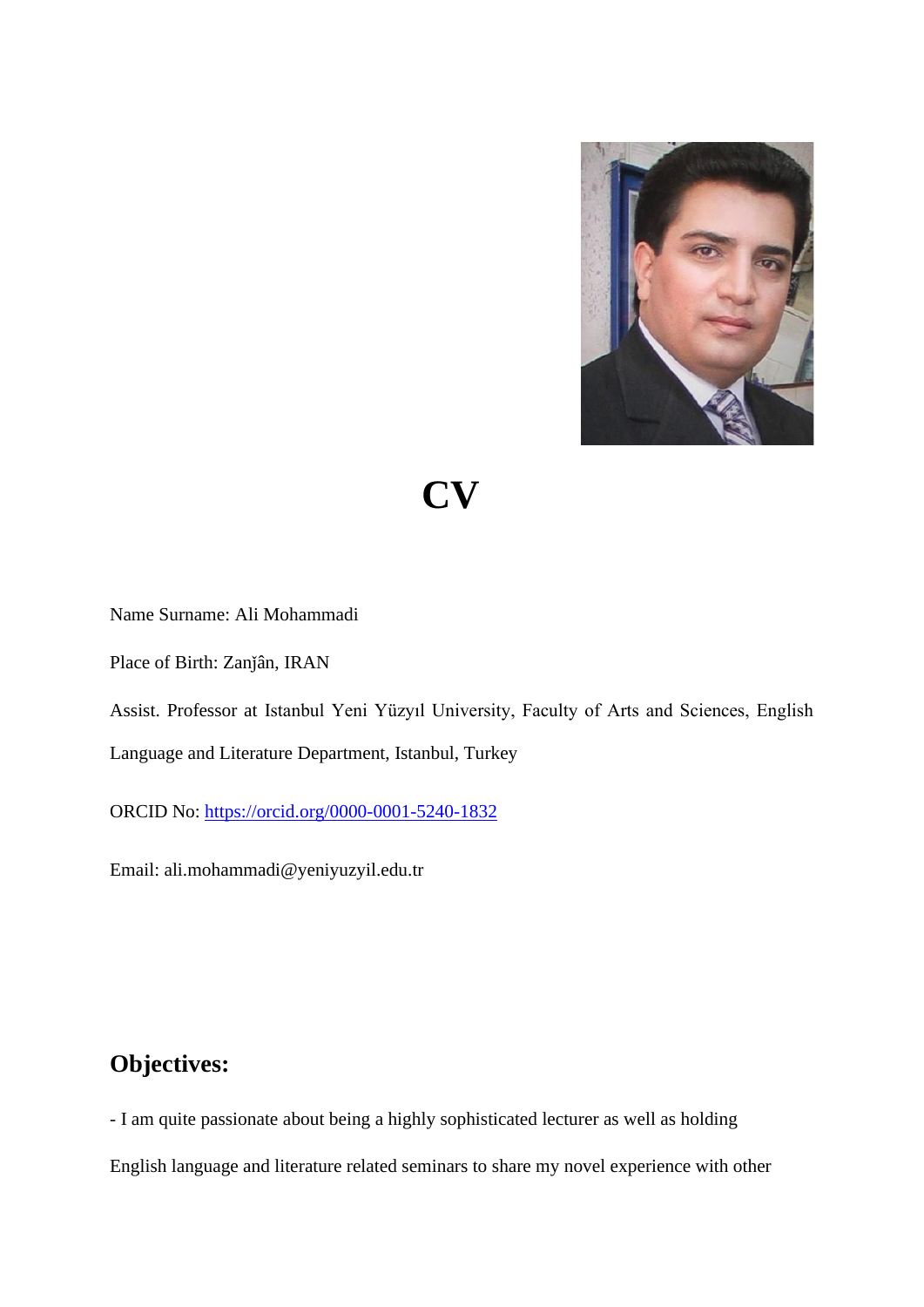# CV

Name Surname: Ali Mohammadi

Place of Birth: Zanǰân, IRAN

Assist. Professor at Istanbul Yeni Yüzyıl University, Faculty of Arts and Sciences, English Language and Literature Department, Istanbul, Turkey

ORCID No: [https://orcid.org/0000-0001-5240-1832](https://orcid.org/0000-0001-5240-1832)

Email: ali.mohammadi@yeniyuzyil.edu.tr

## Objectives:

- I am quite passionate about being a highly sophisticated lecturer as well as holding English language and literature related seminars to share my novel experience with other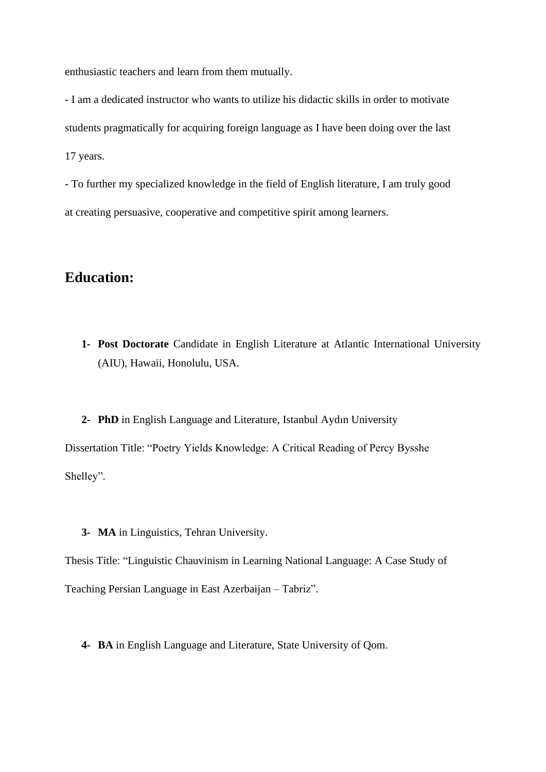enthusiastic teachers and learn from them mutually.

- I am a dedicated instructor who wants to utilize his didactic skills in order to motivate students pragmatically for acquiring foreign language as I have been doing over the last 17 years.

- To further my specialized knowledge in the field of English literature, I am truly good at creating persuasive, cooperative and competitive spirit among learners.

## Education:

1- **Post Doctorate** Candidate in English Literature at Atlantic International University (AIU), Hawaii, Honolulu, USA.

2- **PhD** in English Language and Literature, Istanbul Aydın University

Dissertation Title: "Poetry Yields Knowledge: A Critical Reading of Percy Bysshe Shelley".

3- **MA** in Linguistics, Tehran University.

Thesis Title: "Linguistic Chauvinism in Learning National Language: A Case Study of Teaching Persian Language in East Azerbaijan – Tabriz".

4- **BA** in English Language and Literature, State University of Qom.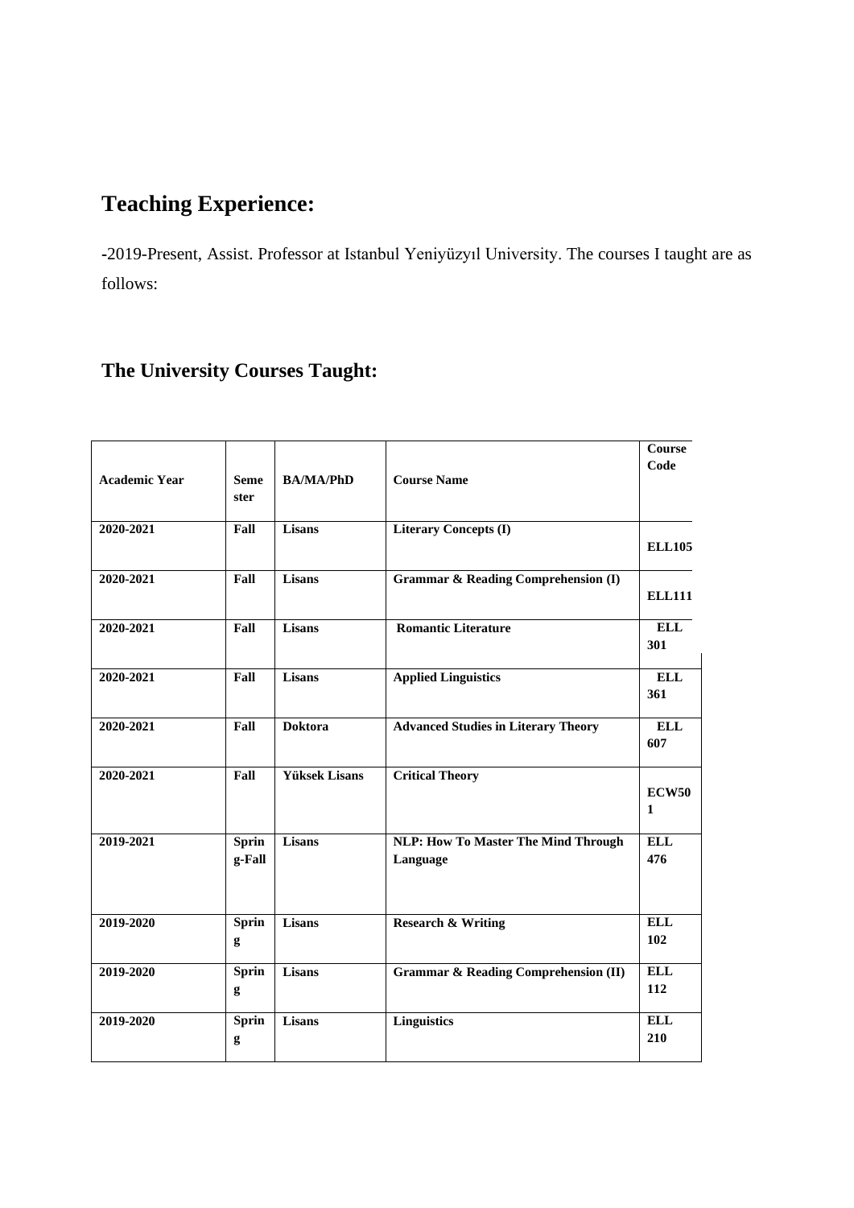## Teaching Experience:

-2019-Present, Assist. Professor at Istanbul Yeniyüzyıl University. The courses I taught are as follows:

## The University Courses Taught:

| Academic Year | Semester | BA/MA/PhD | Course Name | Course Code |
|---|---|---|---|---|
| 2020-2021 | Fall | Lisans | Literary Concepts (I) | ELL105 |
| 2020-2021 | Fall | Lisans | Grammar & Reading Comprehension (I) | ELL111 |
| 2020-2021 | Fall | Lisans | Romantic Literature | ELL 301 |
| 2020-2021 | Fall | Lisans | Applied Linguistics | ELL 361 |
| 2020-2021 | Fall | Doktora | Advanced Studies in Literary Theory | ELL 607 |
| 2020-2021 | Fall | Yüksek Lisans | Critical Theory | ECW501 |
| 2019-2021 | Spring-Fall | Lisans | NLP: How To Master The Mind Through Language | ELL 476 |
| 2019-2020 | Spring | Lisans | Research & Writing | ELL 102 |
| 2019-2020 | Spring | Lisans | Grammar & Reading Comprehension (II) | ELL 112 |
| 2019-2020 | Spring | Lisans | Linguistics | ELL 210 |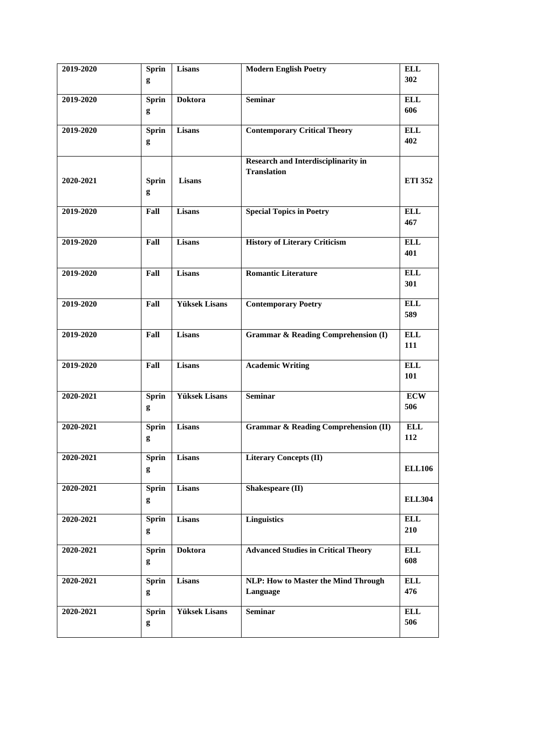| 2019-2020 | Spring | Lisans | Modern English Poetry | ELL 302 |
|---|---|---|---|---|
| 2019-2020 | Spring | Doktora | Seminar | ELL 606 |
| 2019-2020 | Spring | Lisans | Contemporary Critical Theory | ELL 402 |
| 2020-2021 | Spring | Lisans | Research and Interdisciplinarity in Translation | ETI 352 |
| 2019-2020 | Fall | Lisans | Special Topics in Poetry | ELL 467 |
| 2019-2020 | Fall | Lisans | History of Literary Criticism | ELL 401 |
| 2019-2020 | Fall | Lisans | Romantic Literature | ELL 301 |
| 2019-2020 | Fall | Yüksek Lisans | Contemporary Poetry | ELL 589 |
| 2019-2020 | Fall | Lisans | Grammar & Reading Comprehension (I) | ELL 111 |
| 2019-2020 | Fall | Lisans | Academic Writing | ELL 101 |
| 2020-2021 | Spring | Yüksek Lisans | Seminar | ECW 506 |
| 2020-2021 | Spring | Lisans | Grammar & Reading Comprehension (II) | ELL 112 |
| 2020-2021 | Spring | Lisans | Literary Concepts (II) | ELL106 |
| 2020-2021 | Spring | Lisans | Shakespeare (II) | ELL304 |
| 2020-2021 | Spring | Lisans | Linguistics | ELL 210 |
| 2020-2021 | Spring | Doktora | Advanced Studies in Critical Theory | ELL 608 |
| 2020-2021 | Spring | Lisans | NLP: How to Master the Mind Through Language | ELL 476 |
| 2020-2021 | Spring | Yüksek Lisans | Seminar | ELL 506 |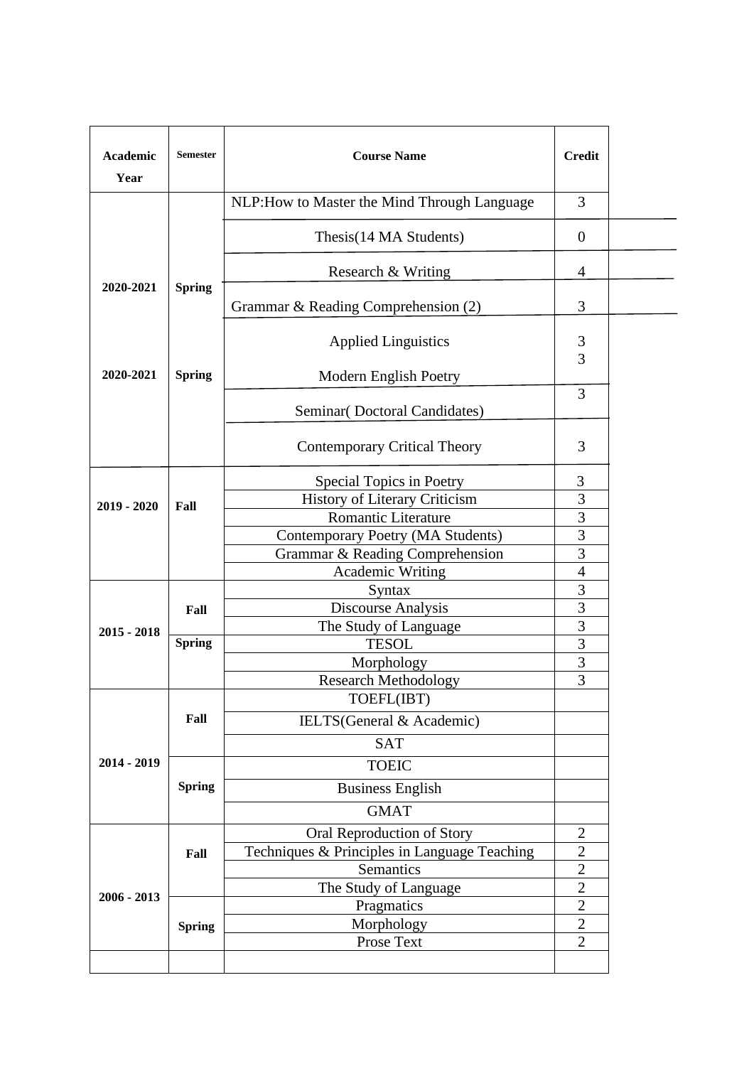| Academic Year | Semester | Course Name | Credit |
| --- | --- | --- | --- |
| 2020-2021 | Spring | NLP:How to Master the Mind Through Language | 3 |
| | | Thesis(14 MA Students) | 0 |
| | | Research & Writing | 4 |
| | | Grammar & Reading Comprehension (2) | 3 |
| 2020-2021 | Spring | Applied Linguistics | 3 |
| | | Modern English Poetry | 3 |
| | | Seminar( Doctoral Candidates) | 3 |
| | | Contemporary Critical Theory | 3 |
| 2019 - 2020 | Fall | Special Topics in Poetry | 3 |
| | | History of Literary Criticism | 3 |
| | | Romantic Literature | 3 |
| | | Contemporary Poetry (MA Students) | 3 |
| | | Grammar & Reading Comprehension | 3 |
| | | Academic Writing | 4 |
| 2015 - 2018 | Fall | Syntax | 3 |
| | | Discourse Analysis | 3 |
| | | The Study of Language | 3 |
| | Spring | TESOL | 3 |
| | | Morphology | 3 |
| | | Research Methodology | 3 |
| 2014 - 2019 | Fall | TOEFL(IBT) | |
| | | IELTS(General & Academic) | |
| | | SAT | |
| | Spring | TOEIC | |
| | | Business English | |
| | | GMAT | |
| 2006 - 2013 | Fall | Oral Reproduction of Story | 2 |
| | | Techniques & Principles in Language Teaching | 2 |
| | | Semantics | 2 |
| | | The Study of Language | 2 |
| | Spring | Pragmatics | 2 |
| | | Morphology | 2 |
| | | Prose Text | 2 |
| | | | |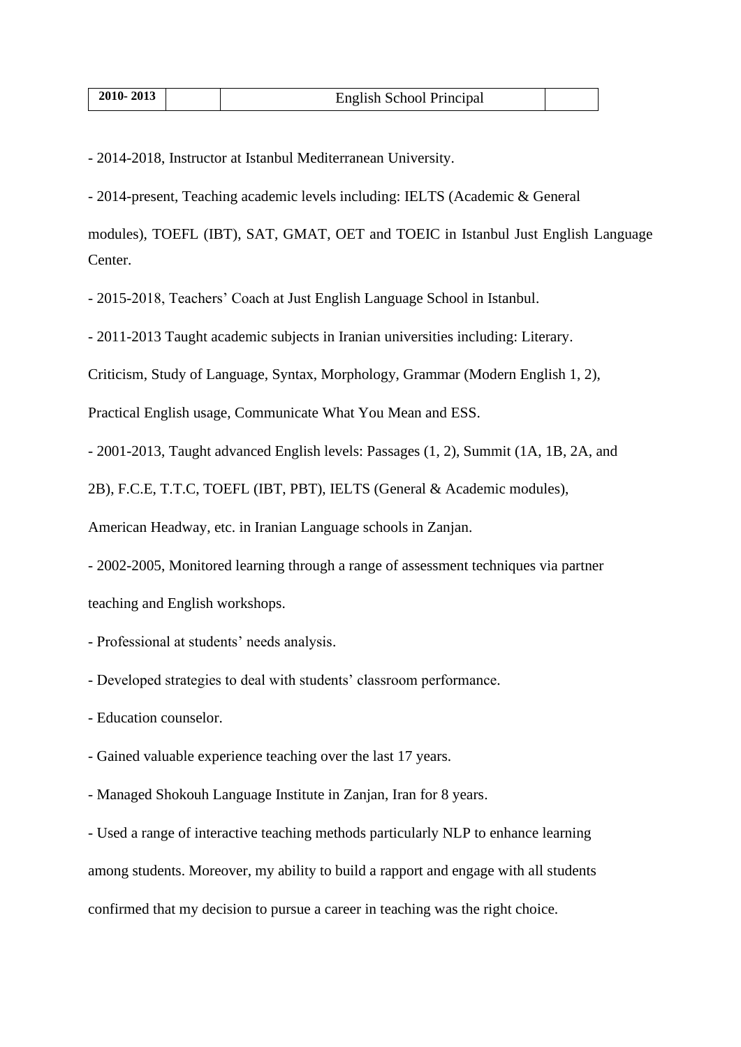| **2010- 2013** | | English School Principal | |
|---|---|---|---|

- 2014-2018, Instructor at Istanbul Mediterranean University.

- 2014-present, Teaching academic levels including: IELTS (Academic & General modules), TOEFL (IBT), SAT, GMAT, OET and TOEIC in Istanbul Just English Language Center.

- 2015-2018, Teachers' Coach at Just English Language School in Istanbul.

- 2011-2013 Taught academic subjects in Iranian universities including: Literary. Criticism, Study of Language, Syntax, Morphology, Grammar (Modern English 1, 2), Practical English usage, Communicate What You Mean and ESS.

- 2001-2013, Taught advanced English levels: Passages (1, 2), Summit (1A, 1B, 2A, and 2B), F.C.E, T.T.C, TOEFL (IBT, PBT), IELTS (General & Academic modules), American Headway, etc. in Iranian Language schools in Zanjan.

- 2002-2005, Monitored learning through a range of assessment techniques via partner teaching and English workshops.

- Professional at students' needs analysis.

- Developed strategies to deal with students' classroom performance.

- Education counselor.

- Gained valuable experience teaching over the last 17 years.

- Managed Shokouh Language Institute in Zanjan, Iran for 8 years.

- Used a range of interactive teaching methods particularly NLP to enhance learning among students. Moreover, my ability to build a rapport and engage with all students confirmed that my decision to pursue a career in teaching was the right choice.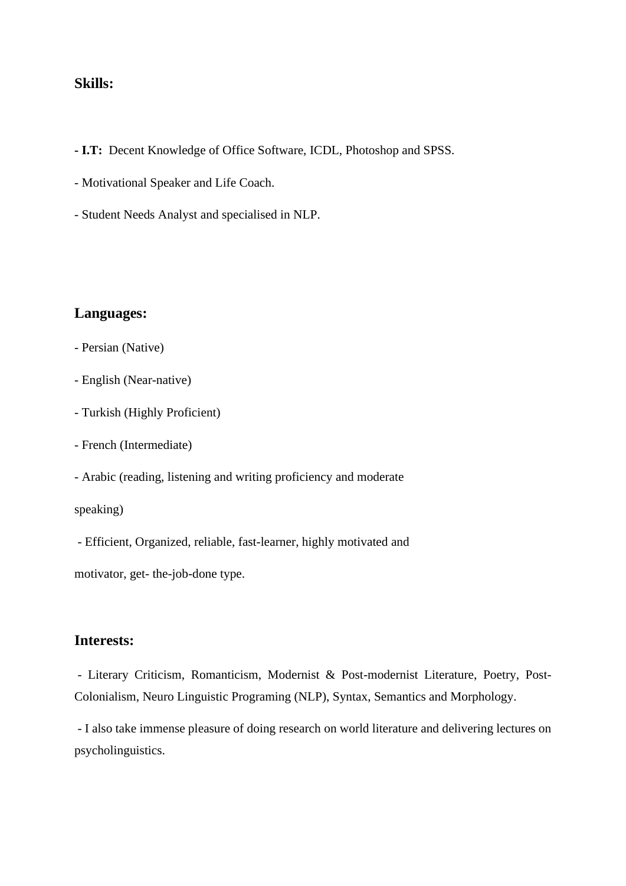**Skills:**

- **I.T:** Decent Knowledge of Office Software, ICDL, Photoshop and SPSS.
- Motivational Speaker and Life Coach.
- Student Needs Analyst and specialised in NLP.

**Languages:**

- Persian (Native)
- English (Near-native)
- Turkish (Highly Proficient)
- French (Intermediate)
- Arabic (reading, listening and writing proficiency and moderate speaking)
- Efficient, Organized, reliable, fast-learner, highly motivated and motivator, get- the-job-done type.

**Interests:**

- Literary Criticism, Romanticism, Modernist & Post-modernist Literature, Poetry, Post-Colonialism, Neuro Linguistic Programing (NLP), Syntax, Semantics and Morphology.
- I also take immense pleasure of doing research on world literature and delivering lectures on psycholinguistics.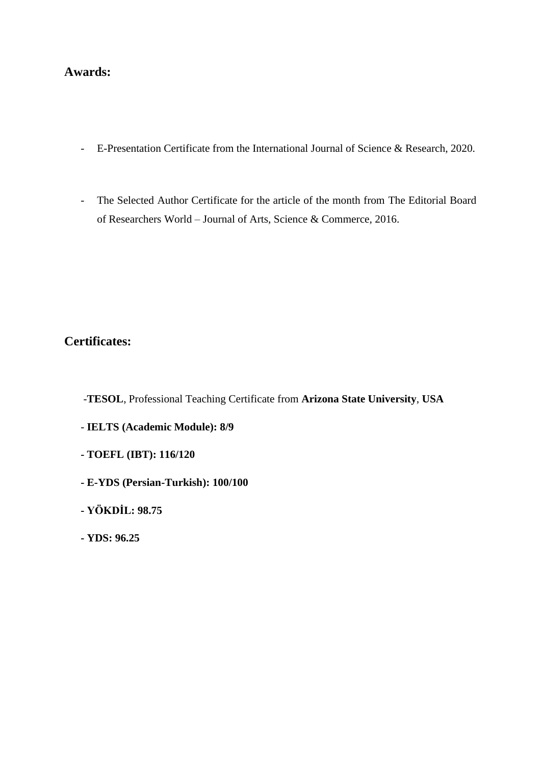## Awards:

- E-Presentation Certificate from the International Journal of Science & Research, 2020.

- The Selected Author Certificate for the article of the month from The Editorial Board of Researchers World – Journal of Arts, Science & Commerce, 2016.

## Certificates:

- **TESOL**, Professional Teaching Certificate from **Arizona State University**, **USA**
- **IELTS (Academic Module): 8/9**
- **TOEFL (IBT): 116/120**
- **E-YDS (Persian-Turkish): 100/100**
- **YÖKDİL: 98.75**
- **YDS: 96.25**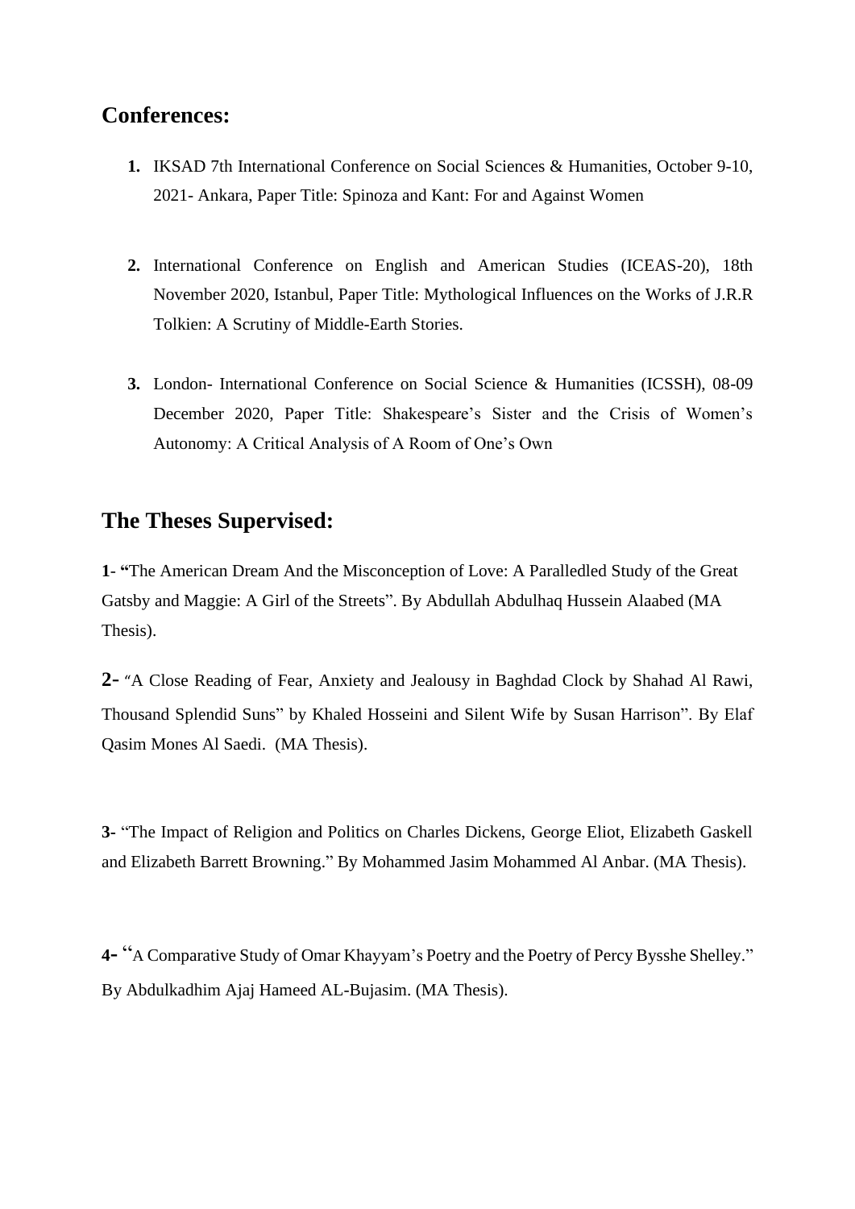## Conferences:

1. IKSAD 7th International Conference on Social Sciences & Humanities, October 9-10, 2021- Ankara, Paper Title: Spinoza and Kant: For and Against Women

2. International Conference on English and American Studies (ICEAS-20), 18th November 2020, Istanbul, Paper Title: Mythological Influences on the Works of J.R.R Tolkien: A Scrutiny of Middle-Earth Stories.

3. London- International Conference on Social Science & Humanities (ICSSH), 08-09 December 2020, Paper Title: Shakespeare's Sister and the Crisis of Women's Autonomy: A Critical Analysis of A Room of One's Own

## The Theses Supervised:

**1**- **"**The American Dream And the Misconception of Love: A Paralledled Study of the Great Gatsby and Maggie: A Girl of the Streets". By Abdullah Abdulhaq Hussein Alaabed (MA Thesis).

**2-** "A Close Reading of Fear, Anxiety and Jealousy in Baghdad Clock by Shahad Al Rawi, Thousand Splendid Suns" by Khaled Hosseini and Silent Wife by Susan Harrison". By Elaf Qasim Mones Al Saedi. (MA Thesis).

**3**- "The Impact of Religion and Politics on Charles Dickens, George Eliot, Elizabeth Gaskell and Elizabeth Barrett Browning." By Mohammed Jasim Mohammed Al Anbar. (MA Thesis).

**4-** "A Comparative Study of Omar Khayyam's Poetry and the Poetry of Percy Bysshe Shelley." By Abdulkadhim Ajaj Hameed AL-Bujasim. (MA Thesis).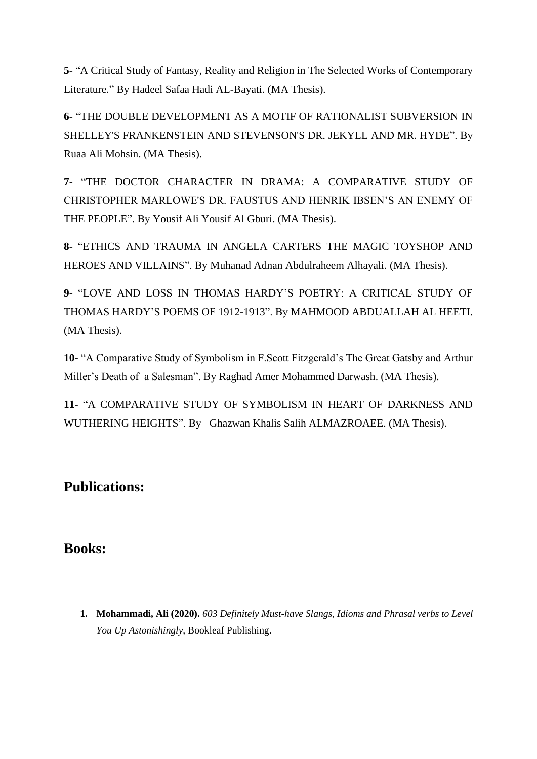**5-** "A Critical Study of Fantasy, Reality and Religion in The Selected Works of Contemporary Literature." By Hadeel Safaa Hadi AL-Bayati. (MA Thesis).

**6-** "THE DOUBLE DEVELOPMENT AS A MOTIF OF RATIONALIST SUBVERSION IN SHELLEY'S FRANKENSTEIN AND STEVENSON'S DR. JEKYLL AND MR. HYDE". By Ruaa Ali Mohsin. (MA Thesis).

**7-** "THE DOCTOR CHARACTER IN DRAMA: A COMPARATIVE STUDY OF CHRISTOPHER MARLOWE'S DR. FAUSTUS AND HENRIK IBSEN'S AN ENEMY OF THE PEOPLE". By Yousif Ali Yousif Al Gburi. (MA Thesis).

**8-** "ETHICS AND TRAUMA IN ANGELA CARTERS THE MAGIC TOYSHOP AND HEROES AND VILLAINS". By Muhanad Adnan Abdulraheem Alhayali. (MA Thesis).

**9-** "LOVE AND LOSS IN THOMAS HARDY'S POETRY: A CRITICAL STUDY OF THOMAS HARDY'S POEMS OF 1912-1913". By MAHMOOD ABDUALLAH AL HEETI. (MA Thesis).

**10**- "A Comparative Study of Symbolism in F.Scott Fitzgerald's The Great Gatsby and Arthur Miller's Death of a Salesman". By Raghad Amer Mohammed Darwash. (MA Thesis).

**11**- "A COMPARATIVE STUDY OF SYMBOLISM IN HEART OF DARKNESS AND WUTHERING HEIGHTS". By Ghazwan Khalis Salih ALMAZROAEE. (MA Thesis).

## Publications:

## Books:

1. **Mohammadi, Ali (2020).** *603 Definitely Must-have Slangs, Idioms and Phrasal verbs to Level You Up Astonishingly*, Bookleaf Publishing.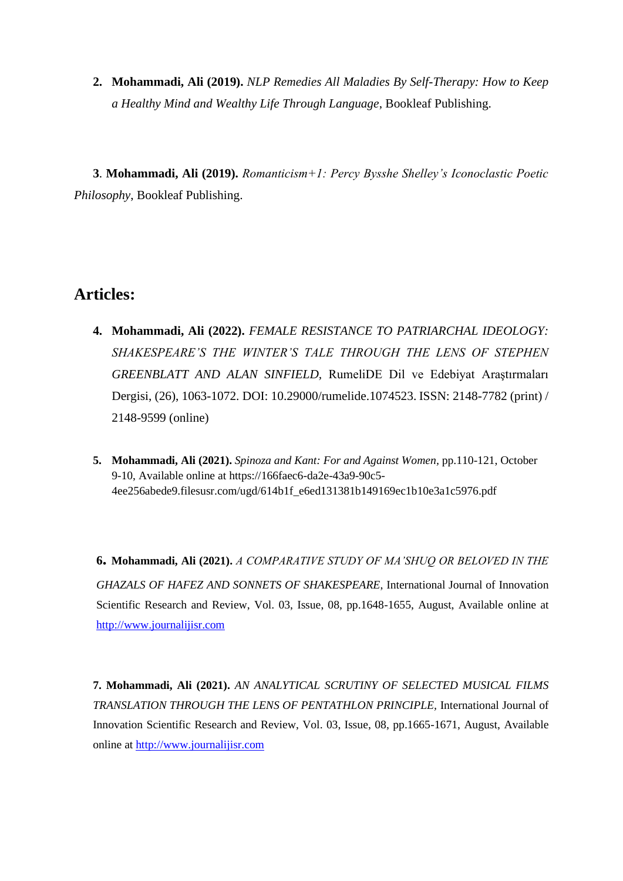2. **Mohammadi, Ali (2019).** *NLP Remedies All Maladies By Self-Therapy: How to Keep a Healthy Mind and Wealthy Life Through Language*, Bookleaf Publishing.

3. **Mohammadi, Ali (2019).** *Romanticism+1: Percy Bysshe Shelley's Iconoclastic Poetic Philosophy*, Bookleaf Publishing.

## Articles:

4. **Mohammadi, Ali (2022).** *FEMALE RESISTANCE TO PATRIARCHAL IDEOLOGY: SHAKESPEARE'S THE WINTER'S TALE THROUGH THE LENS OF STEPHEN GREENBLATT AND ALAN SINFIELD*, RumeliDE Dil ve Edebiyat Araştırmaları Dergisi, (26), 1063-1072. DOI: 10.29000/rumelide.1074523. ISSN: 2148-7782 (print) / 2148-9599 (online)

5. **Mohammadi, Ali (2021).** *Spinoza and Kant: For and Against Women*, pp.110-121, October 9-10, Available online at https://166faec6-da2e-43a9-90c5-4ee256abede9.filesusr.com/ugd/614b1f_e6ed131381b149169ec1b10e3a1c5976.pdf

6. **Mohammadi, Ali (2021).** *A COMPARATIVE STUDY OF MA'SHUQ OR BELOVED IN THE GHAZALS OF HAFEZ AND SONNETS OF SHAKESPEARE*, International Journal of Innovation Scientific Research and Review, Vol. 03, Issue, 08, pp.1648-1655, August, Available online at http://www.journalijisr.com

7. **Mohammadi, Ali (2021).** *AN ANALYTICAL SCRUTINY OF SELECTED MUSICAL FILMS TRANSLATION THROUGH THE LENS OF PENTATHLON PRINCIPLE*, International Journal of Innovation Scientific Research and Review, Vol. 03, Issue, 08, pp.1665-1671, August, Available online at http://www.journalijisr.com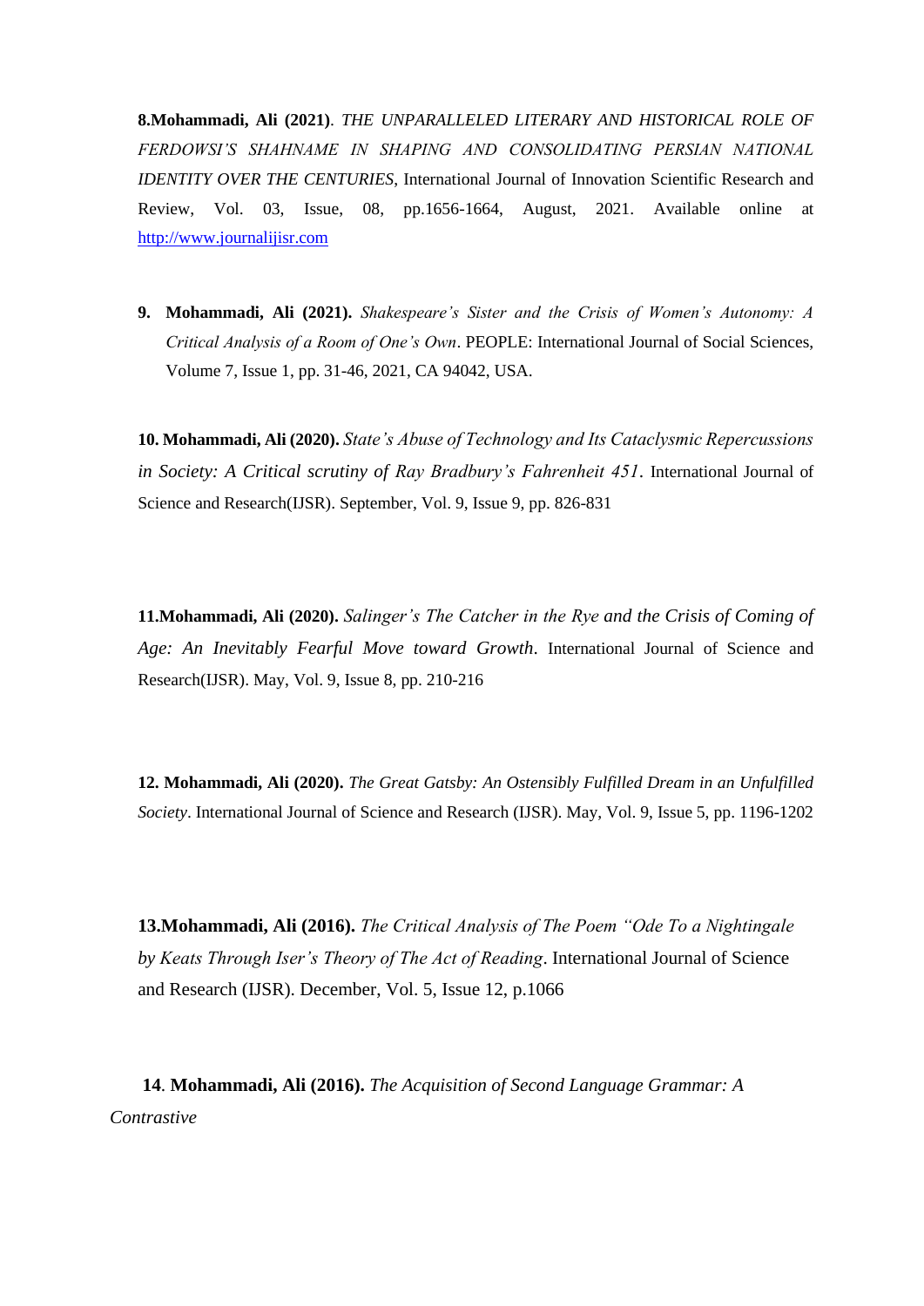**8.Mohammadi, Ali (2021)**. *THE UNPARALLELED LITERARY AND HISTORICAL ROLE OF FERDOWSI'S SHAHNAME IN SHAPING AND CONSOLIDATING PERSIAN NATIONAL IDENTITY OVER THE CENTURIES*, International Journal of Innovation Scientific Research and Review, Vol. 03, Issue, 08, pp.1656-1664, August, 2021. Available online at http://www.journalijisr.com

**9. Mohammadi, Ali (2021).** *Shakespeare's Sister and the Crisis of Women's Autonomy: A Critical Analysis of a Room of One's Own*. PEOPLE: International Journal of Social Sciences, Volume 7, Issue 1, pp. 31-46, 2021, CA 94042, USA.

**10. Mohammadi, Ali (2020).** *State's Abuse of Technology and Its Cataclysmic Repercussions in Society: A Critical scrutiny of Ray Bradbury's Fahrenheit 451*. International Journal of Science and Research(IJSR). September, Vol. 9, Issue 9, pp. 826-831

**11.Mohammadi, Ali (2020).** *Salinger's The Catcher in the Rye and the Crisis of Coming of Age: An Inevitably Fearful Move toward Growth*. International Journal of Science and Research(IJSR). May, Vol. 9, Issue 8, pp. 210-216

**12. Mohammadi, Ali (2020).** *The Great Gatsby: An Ostensibly Fulfilled Dream in an Unfulfilled Society*. International Journal of Science and Research (IJSR). May, Vol. 9, Issue 5, pp. 1196-1202

**13.Mohammadi, Ali (2016).** *The Critical Analysis of The Poem "Ode To a Nightingale by Keats Through Iser's Theory of The Act of Reading*. International Journal of Science and Research (IJSR). December, Vol. 5, Issue 12, p.1066

**14. Mohammadi, Ali (2016).** *The Acquisition of Second Language Grammar: A Contrastive*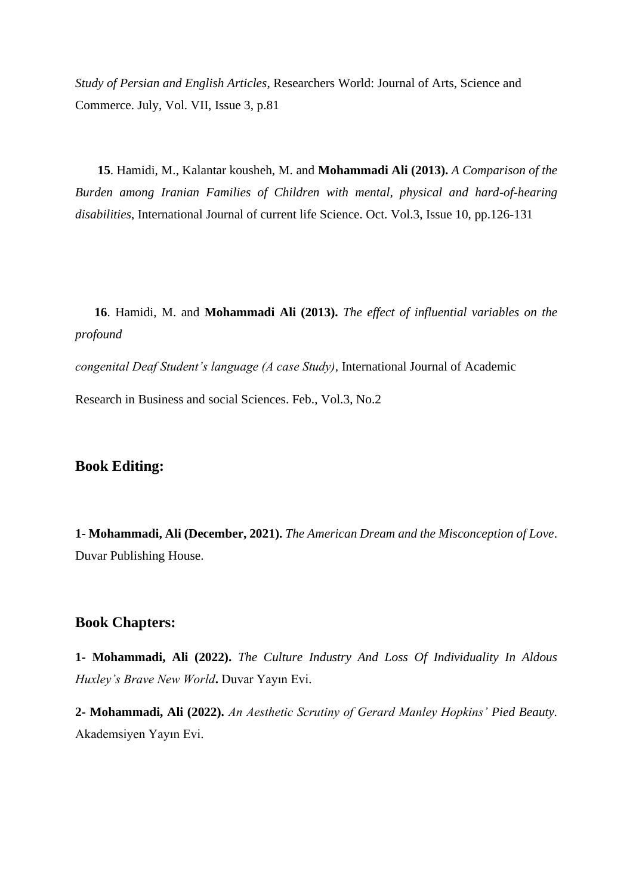*Study of Persian and English Articles*, Researchers World: Journal of Arts, Science and Commerce. July, Vol. VII, Issue 3, p.81

**15**. Hamidi, M., Kalantar kousheh, M. and **Mohammadi Ali (2013).** *A Comparison of the Burden among Iranian Families of Children with mental, physical and hard-of-hearing disabilities*, International Journal of current life Science. Oct. Vol.3, Issue 10, pp.126-131

**16**. Hamidi, M. and **Mohammadi Ali (2013).** *The effect of influential variables on the profound congenital Deaf Student's language (A case Study)*, International Journal of Academic Research in Business and social Sciences. Feb., Vol.3, No.2

## Book Editing:

**1- Mohammadi, Ali (December, 2021).** *The American Dream and the Misconception of Love*. Duvar Publishing House.

## Book Chapters:

**1- Mohammadi, Ali (2022).** *The Culture Industry And Loss Of Individuality In Aldous Huxley's Brave New World***.** Duvar Yayın Evi.

**2- Mohammadi, Ali (2022).** *An Aesthetic Scrutiny of Gerard Manley Hopkins' Pied Beauty*. Akademsiyen Yayın Evi.